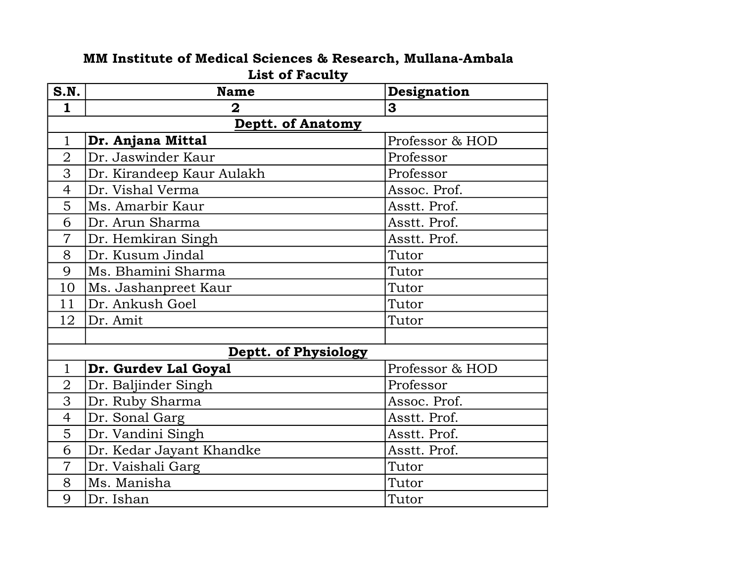**MM Institute of Medical Sciences & Research, Mullana-Ambala**

**List of Faculty**

| **S.N.** | **Name** | **Designation** |
|---|---|---|
| **1** | **2** | **3** |
| | **Deptt. of Anatomy** | |
| 1 | **Dr. Anjana Mittal** | Professor & HOD |
| 2 | Dr. Jaswinder Kaur | Professor |
| 3 | Dr. Kirandeep Kaur Aulakh | Professor |
| 4 | Dr. Vishal Verma | Assoc. Prof. |
| 5 | Ms. Amarbir Kaur | Asstt. Prof. |
| 6 | Dr. Arun Sharma | Asstt. Prof. |
| 7 | Dr. Hemkiran Singh | Asstt. Prof. |
| 8 | Dr. Kusum Jindal | Tutor |
| 9 | Ms. Bhamini Sharma | Tutor |
| 10 | Ms. Jashanpreet Kaur | Tutor |
| 11 | Dr. Ankush Goel | Tutor |
| 12 | Dr. Amit | Tutor |
| | | |
| | **Deptt. of Physiology** | |
| 1 | **Dr. Gurdev Lal Goyal** | Professor & HOD |
| 2 | Dr. Baljinder Singh | Professor |
| 3 | Dr. Ruby Sharma | Assoc. Prof. |
| 4 | Dr. Sonal Garg | Asstt. Prof. |
| 5 | Dr. Vandini Singh | Asstt. Prof. |
| 6 | Dr. Kedar Jayant Khandke | Asstt. Prof. |
| 7 | Dr. Vaishali Garg | Tutor |
| 8 | Ms. Manisha | Tutor |
| 9 | Dr. Ishan | Tutor |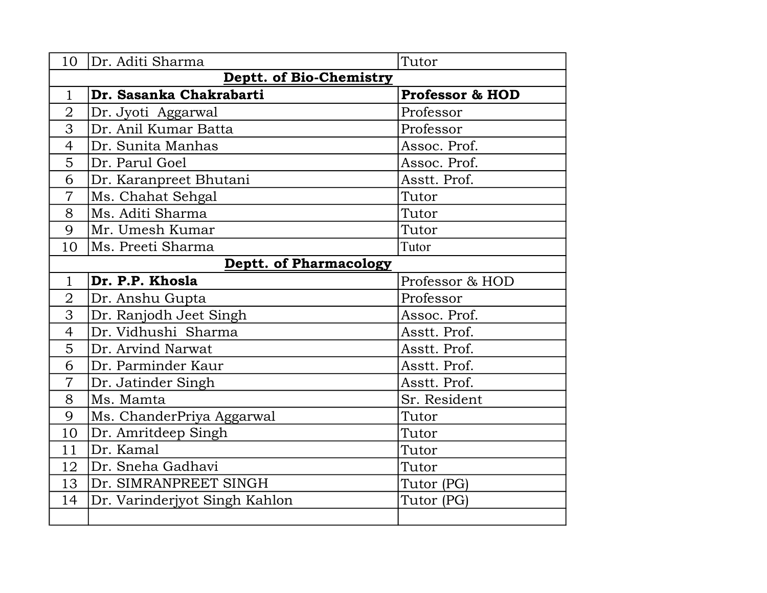| | | |
|---|---|---|
| 10 | Dr. Aditi Sharma | Tutor |
| **Deptt. of Bio-Chemistry** | | |
| 1 | **Dr. Sasanka Chakrabarti** | **Professor & HOD** |
| 2 | Dr. Jyoti  Aggarwal | Professor |
| 3 | Dr. Anil Kumar Batta | Professor |
| 4 | Dr. Sunita Manhas | Assoc. Prof. |
| 5 | Dr. Parul Goel | Assoc. Prof. |
| 6 | Dr. Karanpreet Bhutani | Asstt. Prof. |
| 7 | Ms. Chahat Sehgal | Tutor |
| 8 | Ms. Aditi Sharma | Tutor |
| 9 | Mr. Umesh Kumar | Tutor |
| 10 | Ms. Preeti Sharma | Tutor |
| **Deptt. of Pharmacology** | | |
| 1 | **Dr. P.P. Khosla** | Professor & HOD |
| 2 | Dr. Anshu Gupta | Professor |
| 3 | Dr. Ranjodh Jeet Singh | Assoc. Prof. |
| 4 | Dr. Vidhushi  Sharma | Asstt. Prof. |
| 5 | Dr. Arvind Narwat | Asstt. Prof. |
| 6 | Dr. Parminder Kaur | Asstt. Prof. |
| 7 | Dr. Jatinder Singh | Asstt. Prof. |
| 8 | Ms. Mamta | Sr. Resident |
| 9 | Ms. ChanderPriya Aggarwal | Tutor |
| 10 | Dr. Amritdeep Singh | Tutor |
| 11 | Dr. Kamal | Tutor |
| 12 | Dr. Sneha Gadhavi | Tutor |
| 13 | Dr. SIMRANPREET SINGH | Tutor (PG) |
| 14 | Dr. Varinderjyot Singh Kahlon | Tutor (PG) |
| | | |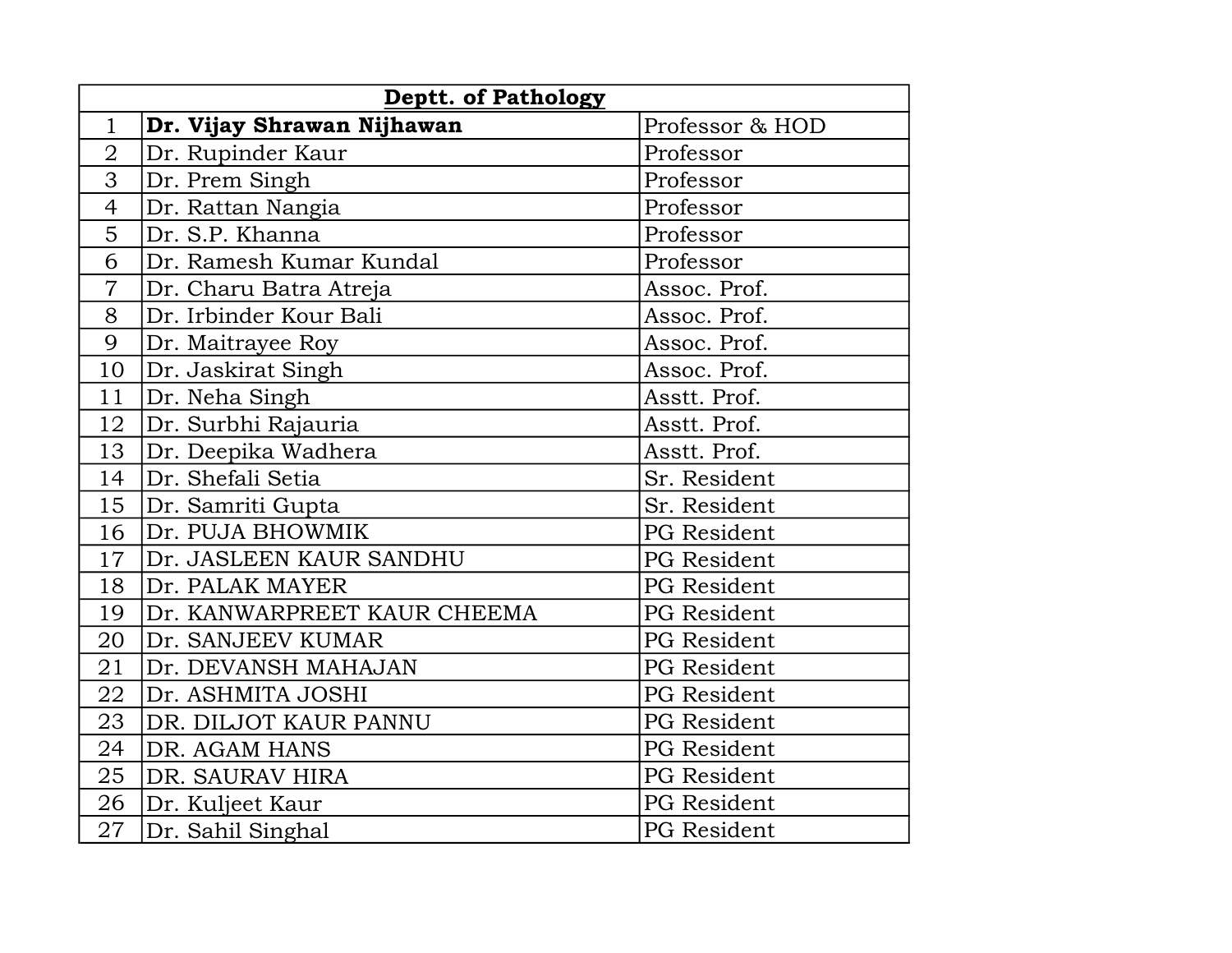| Deptt. of Pathology | | |
|---|---|---|
| 1 | **Dr. Vijay Shrawan Nijhawan** | Professor & HOD |
| 2 | Dr. Rupinder Kaur | Professor |
| 3 | Dr. Prem Singh | Professor |
| 4 | Dr. Rattan Nangia | Professor |
| 5 | Dr. S.P. Khanna | Professor |
| 6 | Dr. Ramesh Kumar Kundal | Professor |
| 7 | Dr. Charu Batra Atreja | Assoc. Prof. |
| 8 | Dr. Irbinder Kour Bali | Assoc. Prof. |
| 9 | Dr. Maitrayee Roy | Assoc. Prof. |
| 10 | Dr. Jaskirat Singh | Assoc. Prof. |
| 11 | Dr. Neha Singh | Asstt. Prof. |
| 12 | Dr. Surbhi Rajauria | Asstt. Prof. |
| 13 | Dr. Deepika Wadhera | Asstt. Prof. |
| 14 | Dr. Shefali Setia | Sr. Resident |
| 15 | Dr. Samriti Gupta | Sr. Resident |
| 16 | Dr. PUJA BHOWMIK | PG Resident |
| 17 | Dr. JASLEEN KAUR SANDHU | PG Resident |
| 18 | Dr. PALAK MAYER | PG Resident |
| 19 | Dr. KANWARPREET KAUR CHEEMA | PG Resident |
| 20 | Dr. SANJEEV KUMAR | PG Resident |
| 21 | Dr. DEVANSH MAHAJAN | PG Resident |
| 22 | Dr. ASHMITA JOSHI | PG Resident |
| 23 | DR. DILJOT KAUR PANNU | PG Resident |
| 24 | DR. AGAM HANS | PG Resident |
| 25 | DR. SAURAV HIRA | PG Resident |
| 26 | Dr. Kuljeet Kaur | PG Resident |
| 27 | Dr. Sahil Singhal | PG Resident |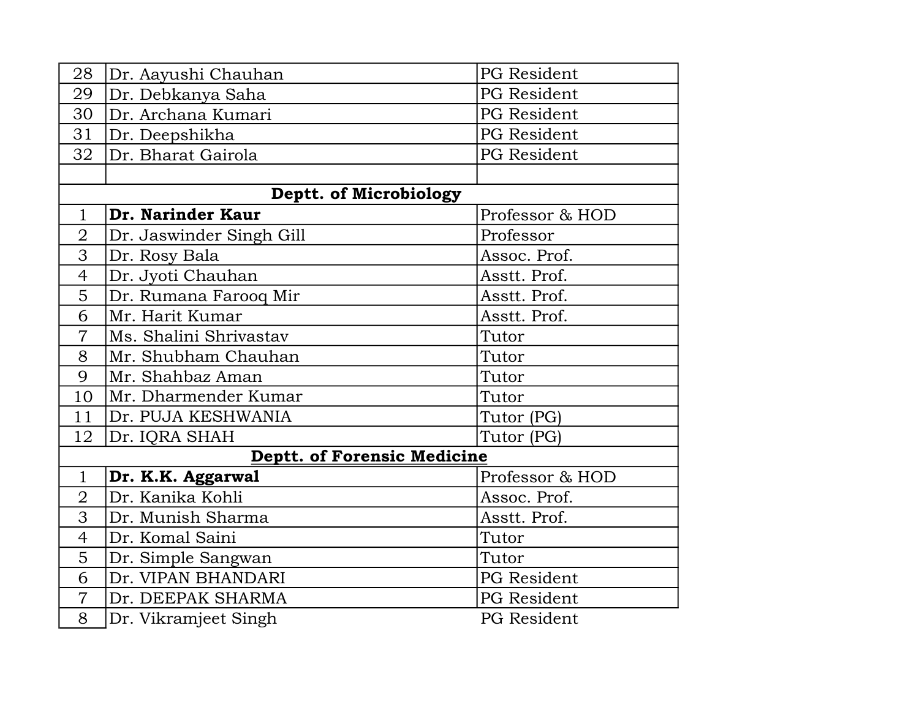| | | |
|---|---|---|
| 28 | Dr. Aayushi Chauhan | PG Resident |
| 29 | Dr. Debkanya Saha | PG Resident |
| 30 | Dr. Archana Kumari | PG Resident |
| 31 | Dr. Deepshikha | PG Resident |
| 32 | Dr. Bharat Gairola | PG Resident |
| | | |
| **Deptt. of Microbiology** | | |
| 1 | **Dr. Narinder Kaur** | Professor & HOD |
| 2 | Dr. Jaswinder Singh Gill | Professor |
| 3 | Dr. Rosy Bala | Assoc. Prof. |
| 4 | Dr. Jyoti Chauhan | Asstt. Prof. |
| 5 | Dr. Rumana Farooq Mir | Asstt. Prof. |
| 6 | Mr. Harit Kumar | Asstt. Prof. |
| 7 | Ms. Shalini Shrivastav | Tutor |
| 8 | Mr. Shubham Chauhan | Tutor |
| 9 | Mr. Shahbaz Aman | Tutor |
| 10 | Mr. Dharmender Kumar | Tutor |
| 11 | Dr. PUJA KESHWANIA | Tutor (PG) |
| 12 | Dr. IQRA SHAH | Tutor (PG) |
| **Deptt. of Forensic Medicine** | | |
| 1 | **Dr. K.K. Aggarwal** | Professor & HOD |
| 2 | Dr. Kanika Kohli | Assoc. Prof. |
| 3 | Dr. Munish Sharma | Asstt. Prof. |
| 4 | Dr. Komal Saini | Tutor |
| 5 | Dr. Simple Sangwan | Tutor |
| 6 | Dr. VIPAN BHANDARI | PG Resident |
| 7 | Dr. DEEPAK SHARMA | PG Resident |
| 8 | Dr. Vikramjeet Singh | PG Resident |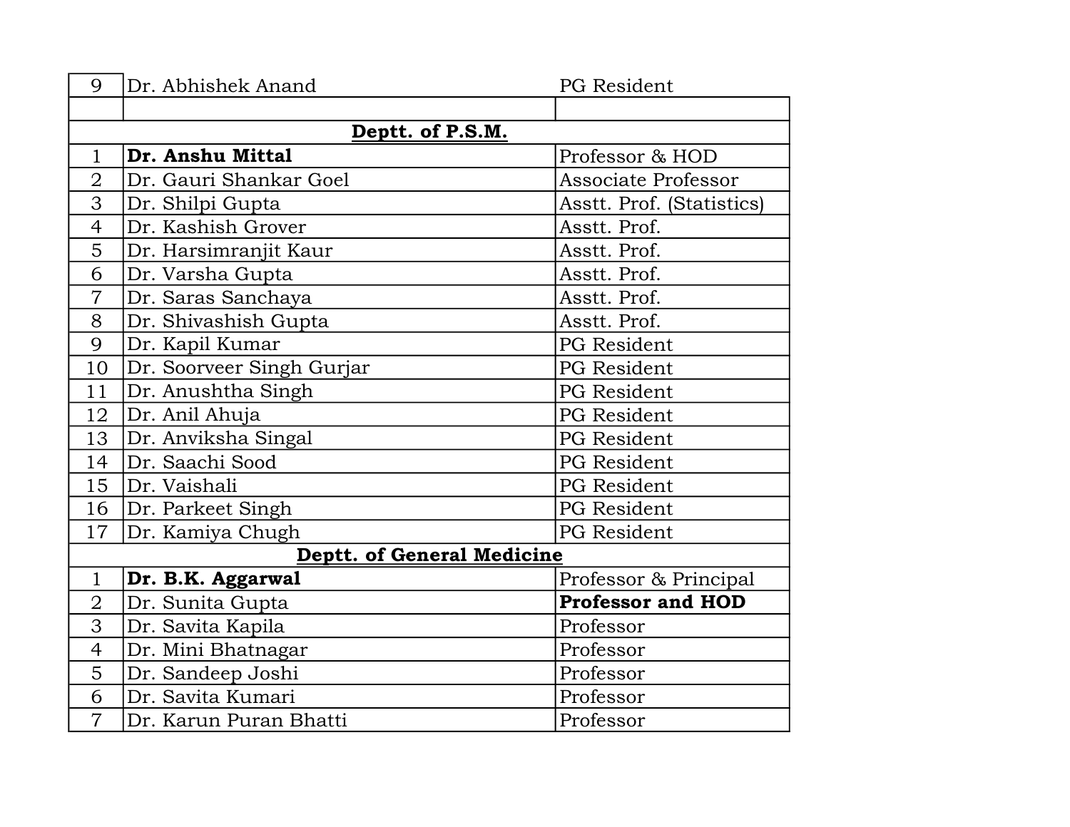| | | |
|---|---|---|
| 9 | Dr. Abhishek Anand | PG Resident |
| | | |
| | **Deptt. of P.S.M.** | |
| 1 | **Dr. Anshu Mittal** | Professor & HOD |
| 2 | Dr. Gauri Shankar Goel | Associate Professor |
| 3 | Dr. Shilpi Gupta | Asstt. Prof. (Statistics) |
| 4 | Dr. Kashish Grover | Asstt. Prof. |
| 5 | Dr. Harsimranjit Kaur | Asstt. Prof. |
| 6 | Dr. Varsha Gupta | Asstt. Prof. |
| 7 | Dr. Saras Sanchaya | Asstt. Prof. |
| 8 | Dr. Shivashish Gupta | Asstt. Prof. |
| 9 | Dr. Kapil Kumar | PG Resident |
| 10 | Dr. Soorveer Singh Gurjar | PG Resident |
| 11 | Dr. Anushtha Singh | PG Resident |
| 12 | Dr. Anil Ahuja | PG Resident |
| 13 | Dr. Anviksha Singal | PG Resident |
| 14 | Dr. Saachi Sood | PG Resident |
| 15 | Dr. Vaishali | PG Resident |
| 16 | Dr. Parkeet Singh | PG Resident |
| 17 | Dr. Kamiya Chugh | PG Resident |
| | **Deptt. of General Medicine** | |
| 1 | **Dr. B.K. Aggarwal** | Professor & Principal |
| 2 | Dr. Sunita Gupta | **Professor and HOD** |
| 3 | Dr. Savita Kapila | Professor |
| 4 | Dr. Mini Bhatnagar | Professor |
| 5 | Dr. Sandeep Joshi | Professor |
| 6 | Dr. Savita Kumari | Professor |
| 7 | Dr. Karun Puran Bhatti | Professor |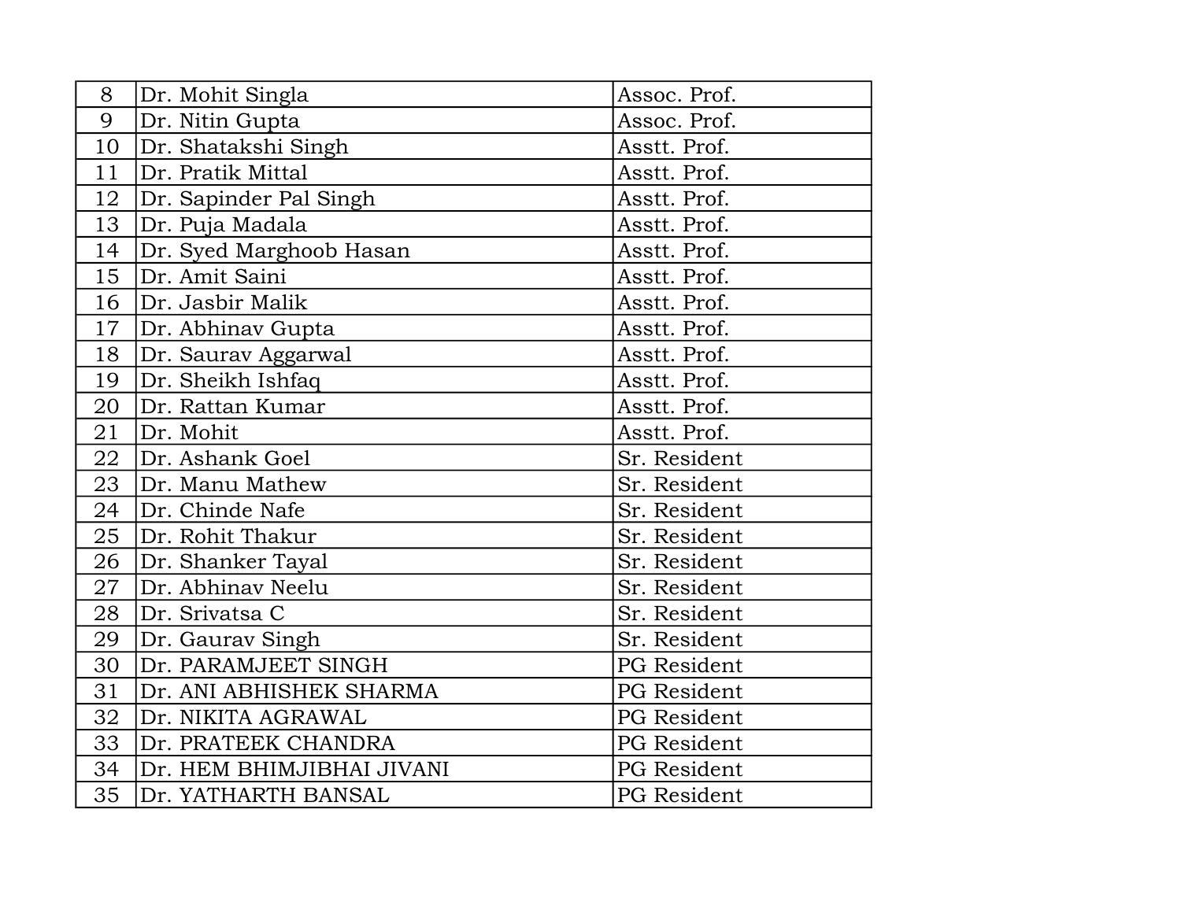| 8 | Dr. Mohit Singla | Assoc. Prof. |
|---|---|---|
| 9 | Dr. Nitin Gupta | Assoc. Prof. |
| 10 | Dr. Shatakshi Singh | Asstt. Prof. |
| 11 | Dr. Pratik Mittal | Asstt. Prof. |
| 12 | Dr. Sapinder Pal Singh | Asstt. Prof. |
| 13 | Dr. Puja Madala | Asstt. Prof. |
| 14 | Dr. Syed Marghoob Hasan | Asstt. Prof. |
| 15 | Dr. Amit Saini | Asstt. Prof. |
| 16 | Dr. Jasbir Malik | Asstt. Prof. |
| 17 | Dr. Abhinav Gupta | Asstt. Prof. |
| 18 | Dr. Saurav Aggarwal | Asstt. Prof. |
| 19 | Dr. Sheikh Ishfaq | Asstt. Prof. |
| 20 | Dr. Rattan Kumar | Asstt. Prof. |
| 21 | Dr. Mohit | Asstt. Prof. |
| 22 | Dr. Ashank Goel | Sr. Resident |
| 23 | Dr. Manu Mathew | Sr. Resident |
| 24 | Dr. Chinde Nafe | Sr. Resident |
| 25 | Dr. Rohit Thakur | Sr. Resident |
| 26 | Dr. Shanker Tayal | Sr. Resident |
| 27 | Dr. Abhinav Neelu | Sr. Resident |
| 28 | Dr. Srivatsa C | Sr. Resident |
| 29 | Dr. Gaurav Singh | Sr. Resident |
| 30 | Dr. PARAMJEET SINGH | PG Resident |
| 31 | Dr. ANI ABHISHEK SHARMA | PG Resident |
| 32 | Dr. NIKITA AGRAWAL | PG Resident |
| 33 | Dr. PRATEEK CHANDRA | PG Resident |
| 34 | Dr. HEM BHIMJIBHAI JIVANI | PG Resident |
| 35 | Dr. YATHARTH BANSAL | PG Resident |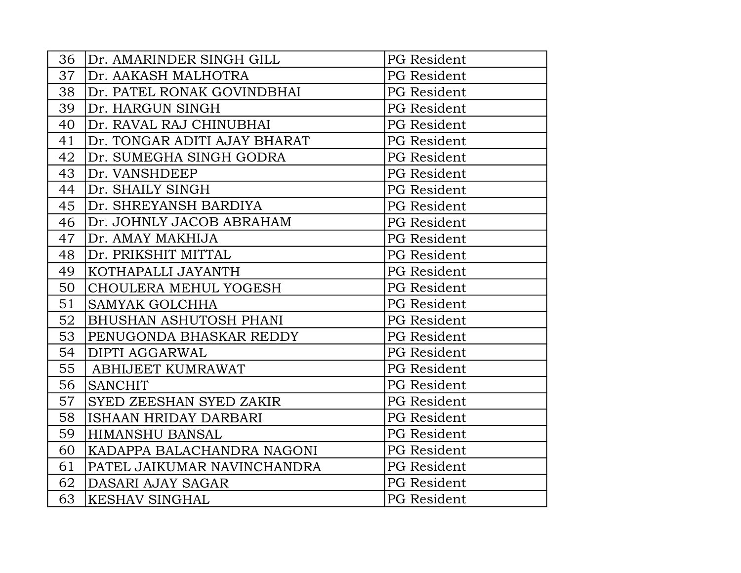| 36 | Dr. AMARINDER SINGH GILL | PG Resident |
|---|---|---|
| 37 | Dr. AAKASH MALHOTRA | PG Resident |
| 38 | Dr. PATEL RONAK GOVINDBHAI | PG Resident |
| 39 | Dr. HARGUN SINGH | PG Resident |
| 40 | Dr. RAVAL RAJ CHINUBHAI | PG Resident |
| 41 | Dr. TONGAR ADITI AJAY BHARAT | PG Resident |
| 42 | Dr. SUMEGHA SINGH GODRA | PG Resident |
| 43 | Dr. VANSHDEEP | PG Resident |
| 44 | Dr. SHAILY SINGH | PG Resident |
| 45 | Dr. SHREYANSH BARDIYA | PG Resident |
| 46 | Dr. JOHNLY JACOB ABRAHAM | PG Resident |
| 47 | Dr. AMAY MAKHIJA | PG Resident |
| 48 | Dr. PRIKSHIT MITTAL | PG Resident |
| 49 | KOTHAPALLI JAYANTH | PG Resident |
| 50 | CHOULERA MEHUL YOGESH | PG Resident |
| 51 | SAMYAK GOLCHHA | PG Resident |
| 52 | BHUSHAN ASHUTOSH PHANI | PG Resident |
| 53 | PENUGONDA BHASKAR REDDY | PG Resident |
| 54 | DIPTI AGGARWAL | PG Resident |
| 55 | ABHIJEET KUMRAWAT | PG Resident |
| 56 | SANCHIT | PG Resident |
| 57 | SYED ZEESHAN SYED ZAKIR | PG Resident |
| 58 | ISHAAN HRIDAY DARBARI | PG Resident |
| 59 | HIMANSHU BANSAL | PG Resident |
| 60 | KADAPPA BALACHANDRA NAGONI | PG Resident |
| 61 | PATEL JAIKUMAR NAVINCHANDRA | PG Resident |
| 62 | DASARI AJAY SAGAR | PG Resident |
| 63 | KESHAV SINGHAL | PG Resident |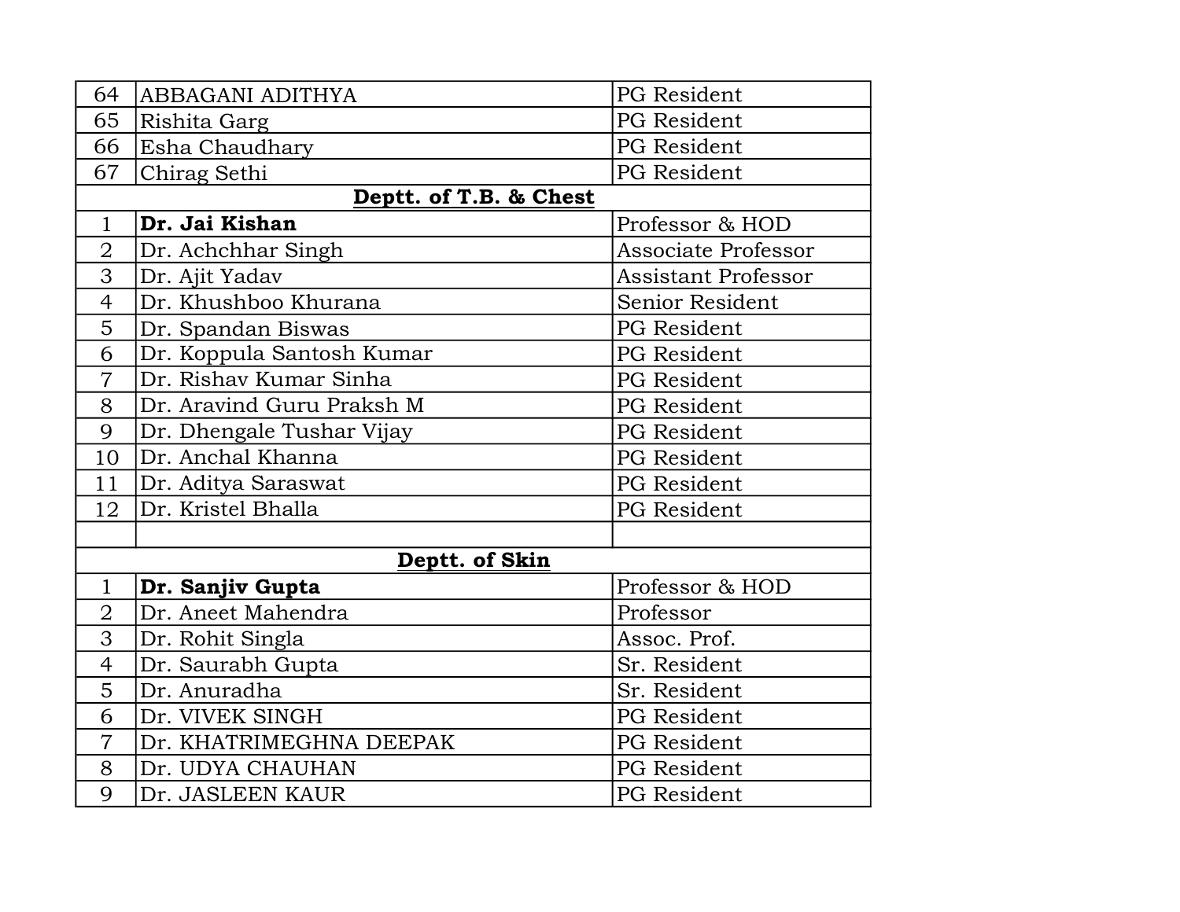| | | |
|---|---|---|
| 64 | ABBAGANI ADITHYA | PG Resident |
| 65 | Rishita Garg | PG Resident |
| 66 | Esha Chaudhary | PG Resident |
| 67 | Chirag Sethi | PG Resident |
| | **Deptt. of T.B. & Chest** | |
| 1 | **Dr. Jai Kishan** | Professor & HOD |
| 2 | Dr. Achchhar Singh | Associate Professor |
| 3 | Dr. Ajit Yadav | Assistant Professor |
| 4 | Dr. Khushboo Khurana | Senior Resident |
| 5 | Dr. Spandan Biswas | PG Resident |
| 6 | Dr. Koppula Santosh Kumar | PG Resident |
| 7 | Dr. Rishav Kumar Sinha | PG Resident |
| 8 | Dr. Aravind Guru Praksh M | PG Resident |
| 9 | Dr. Dhengale Tushar Vijay | PG Resident |
| 10 | Dr. Anchal Khanna | PG Resident |
| 11 | Dr. Aditya Saraswat | PG Resident |
| 12 | Dr. Kristel Bhalla | PG Resident |
| | | |
| | **Deptt. of Skin** | |
| 1 | **Dr. Sanjiv Gupta** | Professor & HOD |
| 2 | Dr. Aneet Mahendra | Professor |
| 3 | Dr. Rohit Singla | Assoc. Prof. |
| 4 | Dr. Saurabh Gupta | Sr. Resident |
| 5 | Dr. Anuradha | Sr. Resident |
| 6 | Dr. VIVEK SINGH | PG Resident |
| 7 | Dr. KHATRIMEGHNA DEEPAK | PG Resident |
| 8 | Dr. UDYA CHAUHAN | PG Resident |
| 9 | Dr. JASLEEN KAUR | PG Resident |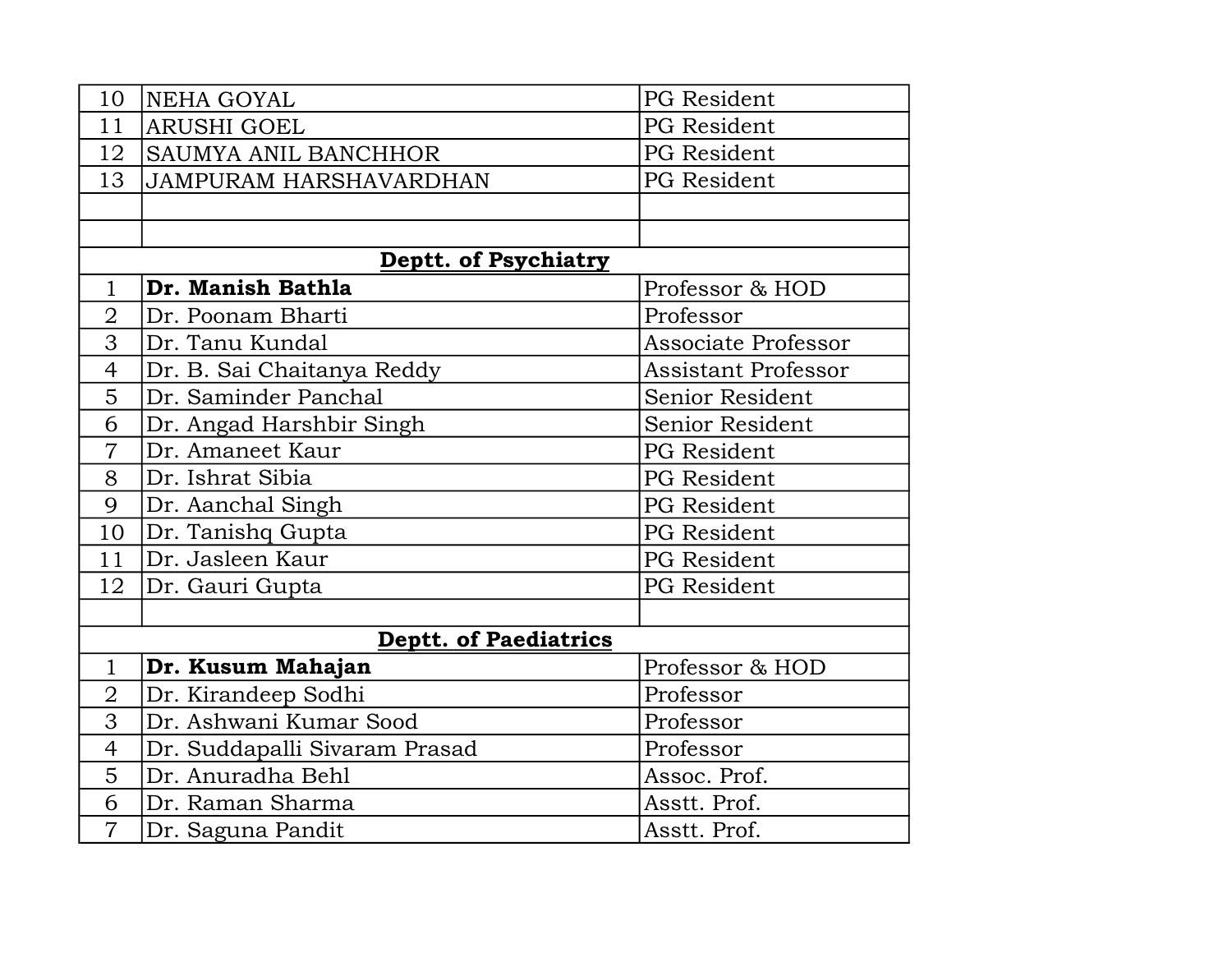| | | |
|---|---|---|
| 10 | NEHA GOYAL | PG Resident |
| 11 | ARUSHI GOEL | PG Resident |
| 12 | SAUMYA ANIL BANCHHOR | PG Resident |
| 13 | JAMPURAM HARSHAVARDHAN | PG Resident |
| | | |
| | | |
| **Deptt. of Psychiatry** | | |
| 1 | **Dr. Manish Bathla** | Professor & HOD |
| 2 | Dr. Poonam Bharti | Professor |
| 3 | Dr. Tanu Kundal | Associate Professor |
| 4 | Dr. B. Sai Chaitanya Reddy | Assistant Professor |
| 5 | Dr. Saminder Panchal | Senior Resident |
| 6 | Dr. Angad Harshbir Singh | Senior Resident |
| 7 | Dr. Amaneet Kaur | PG Resident |
| 8 | Dr. Ishrat Sibia | PG Resident |
| 9 | Dr. Aanchal Singh | PG Resident |
| 10 | Dr. Tanishq Gupta | PG Resident |
| 11 | Dr. Jasleen Kaur | PG Resident |
| 12 | Dr. Gauri Gupta | PG Resident |
| | | |
| **Deptt. of Paediatrics** | | |
| 1 | **Dr. Kusum Mahajan** | Professor & HOD |
| 2 | Dr. Kirandeep Sodhi | Professor |
| 3 | Dr. Ashwani Kumar Sood | Professor |
| 4 | Dr. Suddapalli Sivaram Prasad | Professor |
| 5 | Dr. Anuradha Behl | Assoc. Prof. |
| 6 | Dr. Raman Sharma | Asstt. Prof. |
| 7 | Dr. Saguna Pandit | Asstt. Prof. |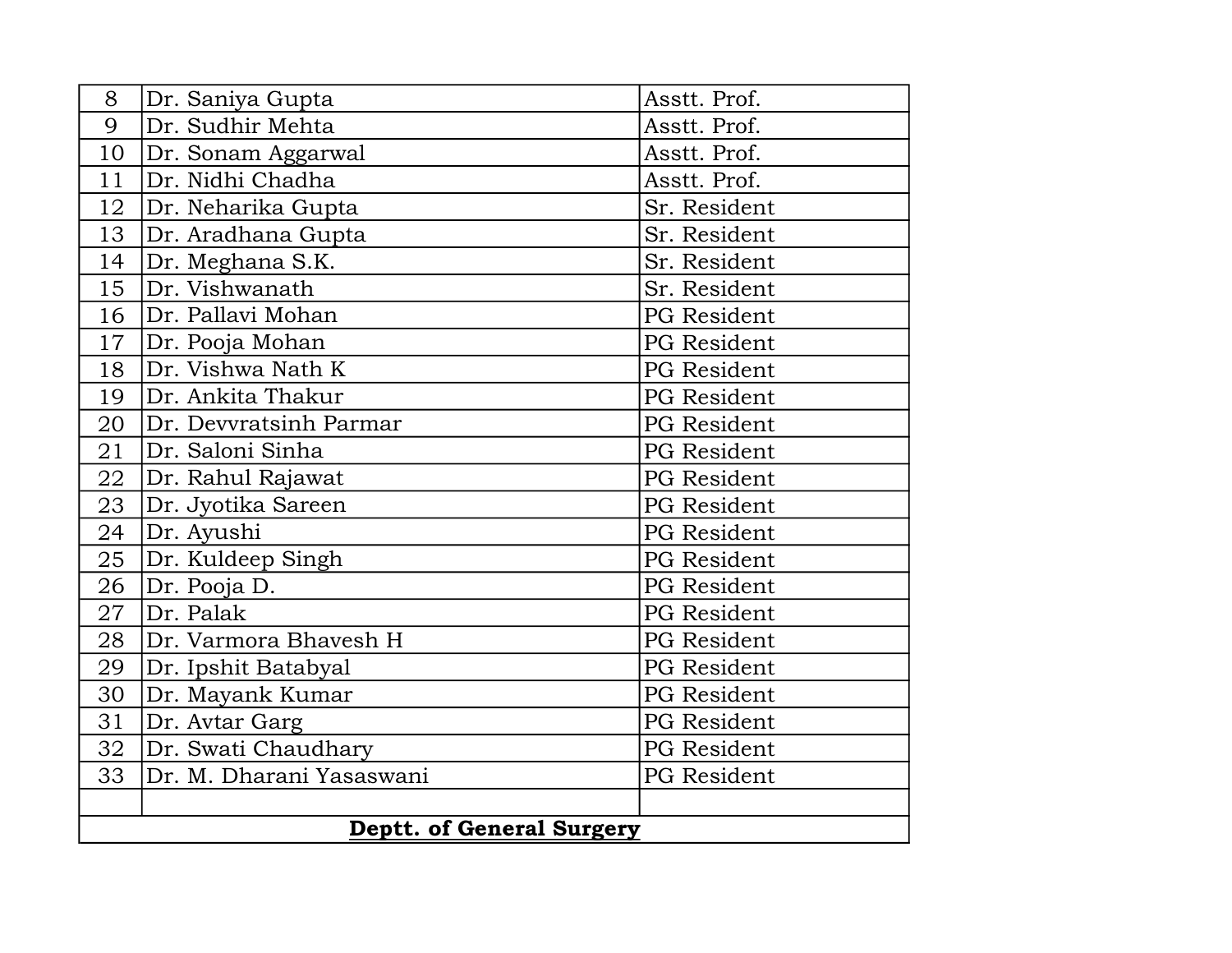| | | |
|---|---|---|
| 8 | Dr. Saniya Gupta | Asstt. Prof. |
| 9 | Dr. Sudhir Mehta | Asstt. Prof. |
| 10 | Dr. Sonam Aggarwal | Asstt. Prof. |
| 11 | Dr. Nidhi Chadha | Asstt. Prof. |
| 12 | Dr. Neharika Gupta | Sr. Resident |
| 13 | Dr. Aradhana Gupta | Sr. Resident |
| 14 | Dr. Meghana S.K. | Sr. Resident |
| 15 | Dr. Vishwanath | Sr. Resident |
| 16 | Dr. Pallavi Mohan | PG Resident |
| 17 | Dr. Pooja Mohan | PG Resident |
| 18 | Dr. Vishwa Nath K | PG Resident |
| 19 | Dr. Ankita Thakur | PG Resident |
| 20 | Dr. Devvratsinh Parmar | PG Resident |
| 21 | Dr. Saloni Sinha | PG Resident |
| 22 | Dr. Rahul Rajawat | PG Resident |
| 23 | Dr. Jyotika Sareen | PG Resident |
| 24 | Dr. Ayushi | PG Resident |
| 25 | Dr. Kuldeep Singh | PG Resident |
| 26 | Dr. Pooja D. | PG Resident |
| 27 | Dr. Palak | PG Resident |
| 28 | Dr. Varmora Bhavesh H | PG Resident |
| 29 | Dr. Ipshit Batabyal | PG Resident |
| 30 | Dr. Mayank Kumar | PG Resident |
| 31 | Dr. Avtar Garg | PG Resident |
| 32 | Dr. Swati Chaudhary | PG Resident |
| 33 | Dr. M. Dharani Yasaswani | PG Resident |
| | | |

**Deptt. of General Surgery**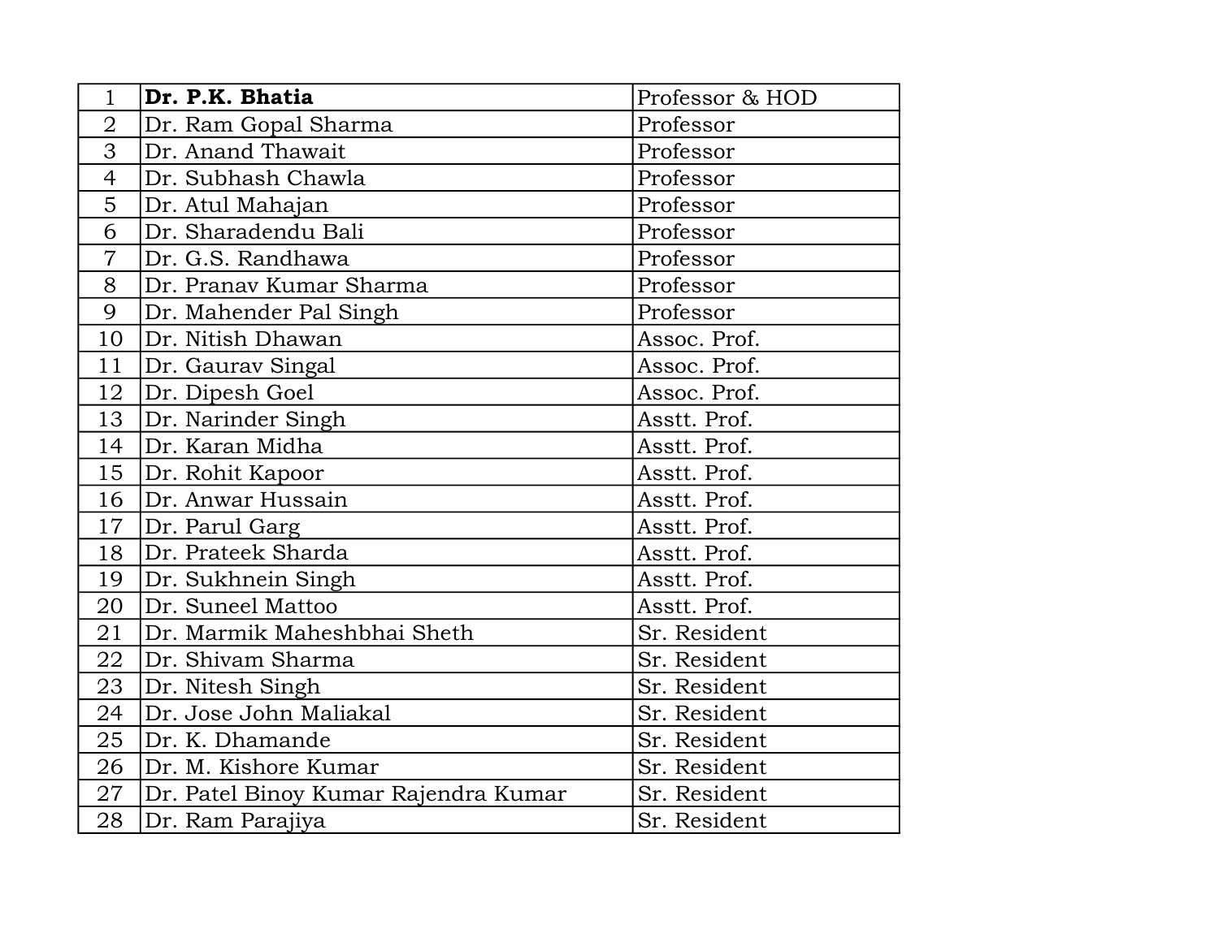| 1 | **Dr. P.K. Bhatia** | Professor & HOD |
|---|---|---|
| 2 | Dr. Ram Gopal Sharma | Professor |
| 3 | Dr. Anand Thawait | Professor |
| 4 | Dr. Subhash Chawla | Professor |
| 5 | Dr. Atul Mahajan | Professor |
| 6 | Dr. Sharadendu Bali | Professor |
| 7 | Dr. G.S. Randhawa | Professor |
| 8 | Dr. Pranav Kumar Sharma | Professor |
| 9 | Dr. Mahender Pal Singh | Professor |
| 10 | Dr. Nitish Dhawan | Assoc. Prof. |
| 11 | Dr. Gaurav Singal | Assoc. Prof. |
| 12 | Dr. Dipesh Goel | Assoc. Prof. |
| 13 | Dr. Narinder Singh | Asstt. Prof. |
| 14 | Dr. Karan Midha | Asstt. Prof. |
| 15 | Dr. Rohit Kapoor | Asstt. Prof. |
| 16 | Dr. Anwar Hussain | Asstt. Prof. |
| 17 | Dr. Parul Garg | Asstt. Prof. |
| 18 | Dr. Prateek Sharda | Asstt. Prof. |
| 19 | Dr. Sukhnein Singh | Asstt. Prof. |
| 20 | Dr. Suneel Mattoo | Asstt. Prof. |
| 21 | Dr. Marmik Maheshbhai Sheth | Sr. Resident |
| 22 | Dr. Shivam Sharma | Sr. Resident |
| 23 | Dr. Nitesh Singh | Sr. Resident |
| 24 | Dr. Jose John Maliakal | Sr. Resident |
| 25 | Dr. K. Dhamande | Sr. Resident |
| 26 | Dr. M. Kishore Kumar | Sr. Resident |
| 27 | Dr. Patel Binoy Kumar Rajendra Kumar | Sr. Resident |
| 28 | Dr. Ram Parajiya | Sr. Resident |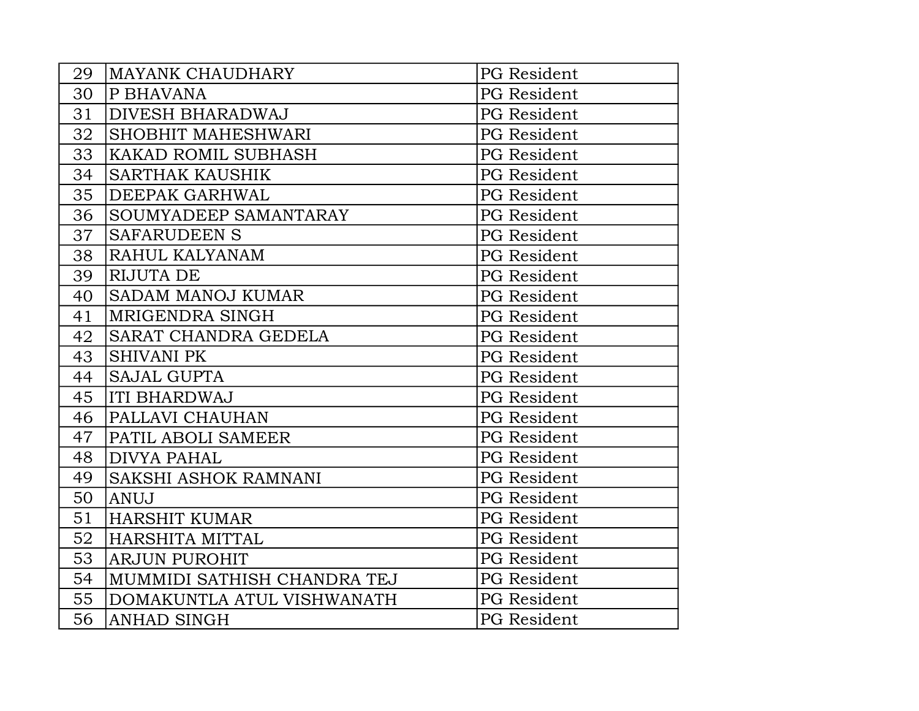| | | |
|---|---|---|
| 29 | MAYANK CHAUDHARY | PG Resident |
| 30 | P BHAVANA | PG Resident |
| 31 | DIVESH BHARADWAJ | PG Resident |
| 32 | SHOBHIT MAHESHWARI | PG Resident |
| 33 | KAKAD ROMIL SUBHASH | PG Resident |
| 34 | SARTHAK KAUSHIK | PG Resident |
| 35 | DEEPAK GARHWAL | PG Resident |
| 36 | SOUMYADEEP SAMANTARAY | PG Resident |
| 37 | SAFARUDEEN S | PG Resident |
| 38 | RAHUL KALYANAM | PG Resident |
| 39 | RIJUTA DE | PG Resident |
| 40 | SADAM MANOJ KUMAR | PG Resident |
| 41 | MRIGENDRA SINGH | PG Resident |
| 42 | SARAT CHANDRA GEDELA | PG Resident |
| 43 | SHIVANI PK | PG Resident |
| 44 | SAJAL GUPTA | PG Resident |
| 45 | ITI BHARDWAJ | PG Resident |
| 46 | PALLAVI CHAUHAN | PG Resident |
| 47 | PATIL ABOLI SAMEER | PG Resident |
| 48 | DIVYA PAHAL | PG Resident |
| 49 | SAKSHI ASHOK RAMNANI | PG Resident |
| 50 | ANUJ | PG Resident |
| 51 | HARSHIT KUMAR | PG Resident |
| 52 | HARSHITA MITTAL | PG Resident |
| 53 | ARJUN PUROHIT | PG Resident |
| 54 | MUMMIDI SATHISH CHANDRA TEJ | PG Resident |
| 55 | DOMAKUNTLA ATUL VISHWANATH | PG Resident |
| 56 | ANHAD SINGH | PG Resident |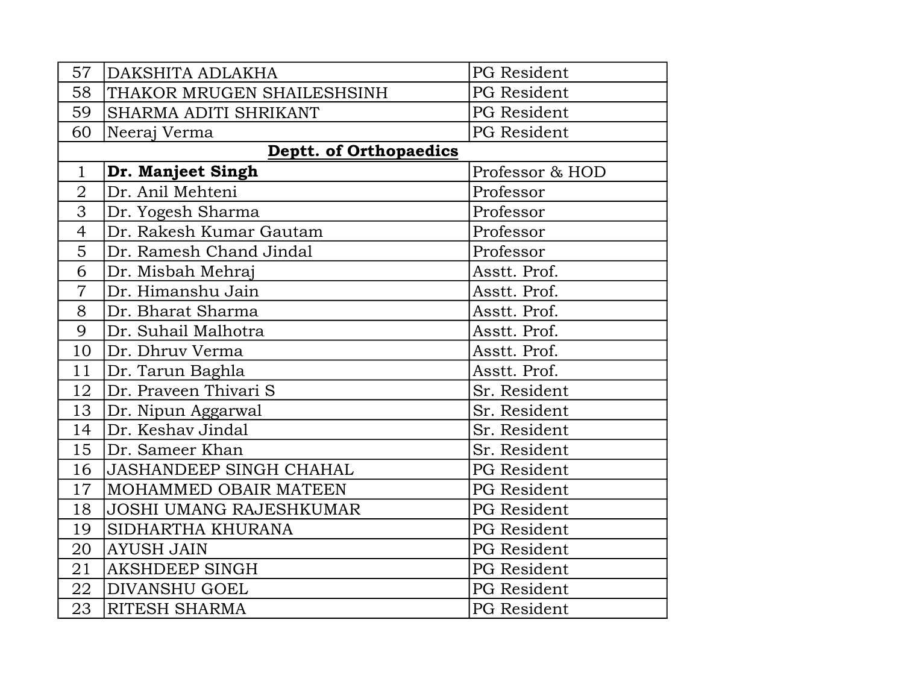| | | |
|---|---|---|
| 57 | DAKSHITA ADLAKHA | PG Resident |
| 58 | THAKOR MRUGEN SHAILESHSINH | PG Resident |
| 59 | SHARMA ADITI SHRIKANT | PG Resident |
| 60 | Neeraj Verma | PG Resident |
| | **Deptt. of Orthopaedics** | |
| 1 | **Dr. Manjeet Singh** | Professor & HOD |
| 2 | Dr. Anil Mehteni | Professor |
| 3 | Dr. Yogesh Sharma | Professor |
| 4 | Dr. Rakesh Kumar Gautam | Professor |
| 5 | Dr. Ramesh Chand Jindal | Professor |
| 6 | Dr. Misbah Mehraj | Asstt. Prof. |
| 7 | Dr. Himanshu Jain | Asstt. Prof. |
| 8 | Dr. Bharat Sharma | Asstt. Prof. |
| 9 | Dr. Suhail Malhotra | Asstt. Prof. |
| 10 | Dr. Dhruv Verma | Asstt. Prof. |
| 11 | Dr. Tarun Baghla | Asstt. Prof. |
| 12 | Dr. Praveen Thivari S | Sr. Resident |
| 13 | Dr. Nipun Aggarwal | Sr. Resident |
| 14 | Dr. Keshav Jindal | Sr. Resident |
| 15 | Dr. Sameer Khan | Sr. Resident |
| 16 | JASHANDEEP SINGH CHAHAL | PG Resident |
| 17 | MOHAMMED OBAIR MATEEN | PG Resident |
| 18 | JOSHI UMANG RAJESHKUMAR | PG Resident |
| 19 | SIDHARTHA KHURANA | PG Resident |
| 20 | AYUSH JAIN | PG Resident |
| 21 | AKSHDEEP SINGH | PG Resident |
| 22 | DIVANSHU GOEL | PG Resident |
| 23 | RITESH SHARMA | PG Resident |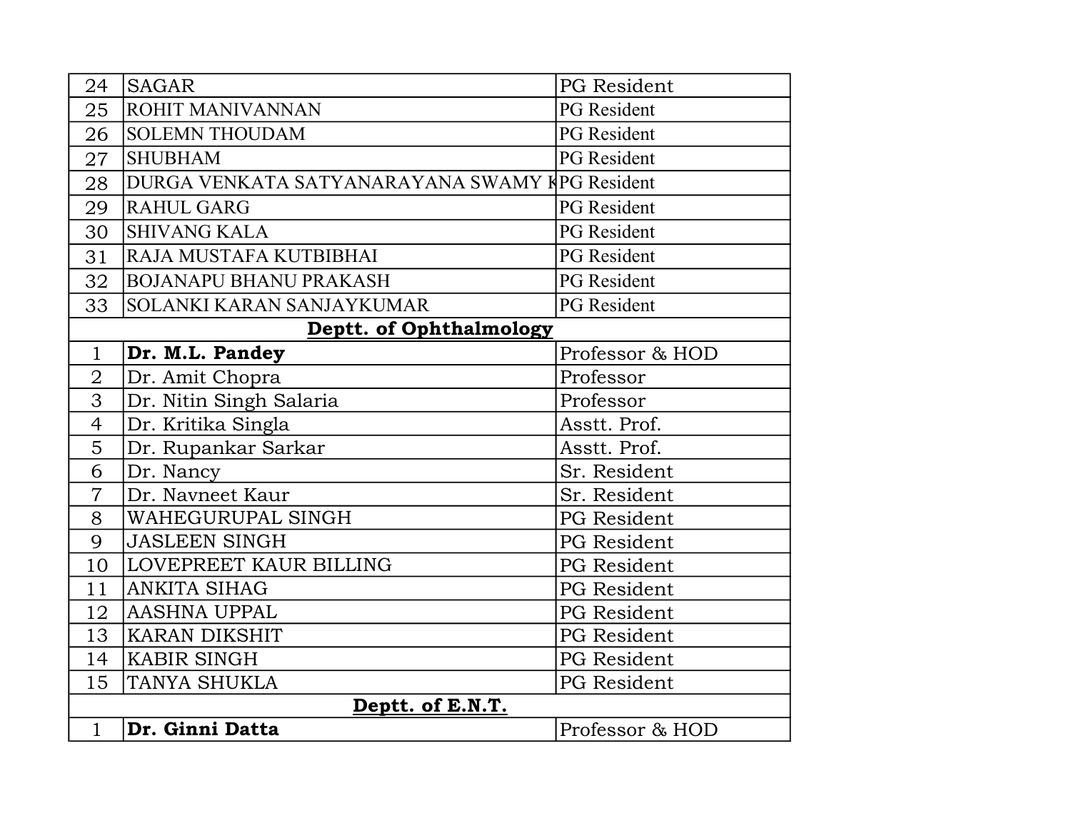| | | |
|---|---|---|
| 24 | SAGAR | PG Resident |
| 25 | ROHIT MANIVANNAN | PG Resident |
| 26 | SOLEMN THOUDAM | PG Resident |
| 27 | SHUBHAM | PG Resident |
| 28 | DURGA VENKATA SATYANARAYANA SWAMY K | PG Resident |
| 29 | RAHUL GARG | PG Resident |
| 30 | SHIVANG KALA | PG Resident |
| 31 | RAJA MUSTAFA KUTBIBHAI | PG Resident |
| 32 | BOJANAPU BHANU PRAKASH | PG Resident |
| 33 | SOLANKI KARAN SANJAYKUMAR | PG Resident |
| | **Deptt. of Ophthalmology** | |
| 1 | **Dr. M.L. Pandey** | Professor & HOD |
| 2 | Dr. Amit Chopra | Professor |
| 3 | Dr. Nitin Singh Salaria | Professor |
| 4 | Dr. Kritika Singla | Asstt. Prof. |
| 5 | Dr. Rupankar Sarkar | Asstt. Prof. |
| 6 | Dr. Nancy | Sr. Resident |
| 7 | Dr. Navneet Kaur | Sr. Resident |
| 8 | WAHEGURUPAL SINGH | PG Resident |
| 9 | JASLEEN SINGH | PG Resident |
| 10 | LOVEPREET KAUR BILLING | PG Resident |
| 11 | ANKITA SIHAG | PG Resident |
| 12 | AASHNA UPPAL | PG Resident |
| 13 | KARAN DIKSHIT | PG Resident |
| 14 | KABIR SINGH | PG Resident |
| 15 | TANYA SHUKLA | PG Resident |
| | **Deptt. of E.N.T.** | |
| 1 | **Dr. Ginni Datta** | Professor & HOD |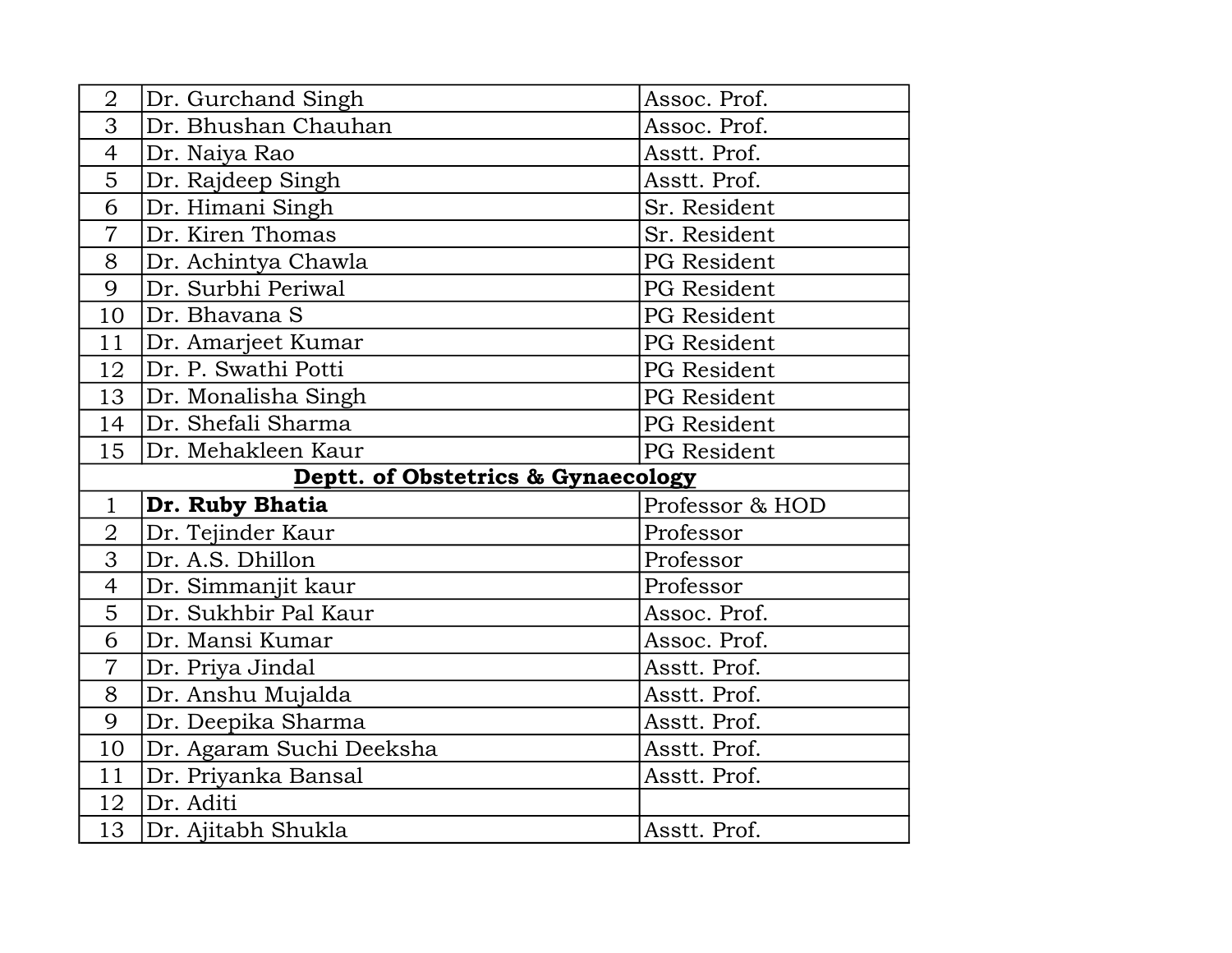| | | |
|---|---|---|
| 2 | Dr. Gurchand Singh | Assoc. Prof. |
| 3 | Dr. Bhushan Chauhan | Assoc. Prof. |
| 4 | Dr. Naiya Rao | Asstt. Prof. |
| 5 | Dr. Rajdeep Singh | Asstt. Prof. |
| 6 | Dr. Himani Singh | Sr. Resident |
| 7 | Dr. Kiren Thomas | Sr. Resident |
| 8 | Dr. Achintya Chawla | PG Resident |
| 9 | Dr. Surbhi Periwal | PG Resident |
| 10 | Dr. Bhavana S | PG Resident |
| 11 | Dr. Amarjeet Kumar | PG Resident |
| 12 | Dr. P. Swathi Potti | PG Resident |
| 13 | Dr. Monalisha Singh | PG Resident |
| 14 | Dr. Shefali Sharma | PG Resident |
| 15 | Dr. Mehakleen Kaur | PG Resident |
| | **Deptt. of Obstetrics & Gynaecology** | |
| 1 | **Dr. Ruby Bhatia** | Professor & HOD |
| 2 | Dr. Tejinder Kaur | Professor |
| 3 | Dr. A.S. Dhillon | Professor |
| 4 | Dr. Simmanjit kaur | Professor |
| 5 | Dr. Sukhbir Pal Kaur | Assoc. Prof. |
| 6 | Dr. Mansi Kumar | Assoc. Prof. |
| 7 | Dr. Priya Jindal | Asstt. Prof. |
| 8 | Dr. Anshu Mujalda | Asstt. Prof. |
| 9 | Dr. Deepika Sharma | Asstt. Prof. |
| 10 | Dr. Agaram Suchi Deeksha | Asstt. Prof. |
| 11 | Dr. Priyanka Bansal | Asstt. Prof. |
| 12 | Dr. Aditi | |
| 13 | Dr. Ajitabh Shukla | Asstt. Prof. |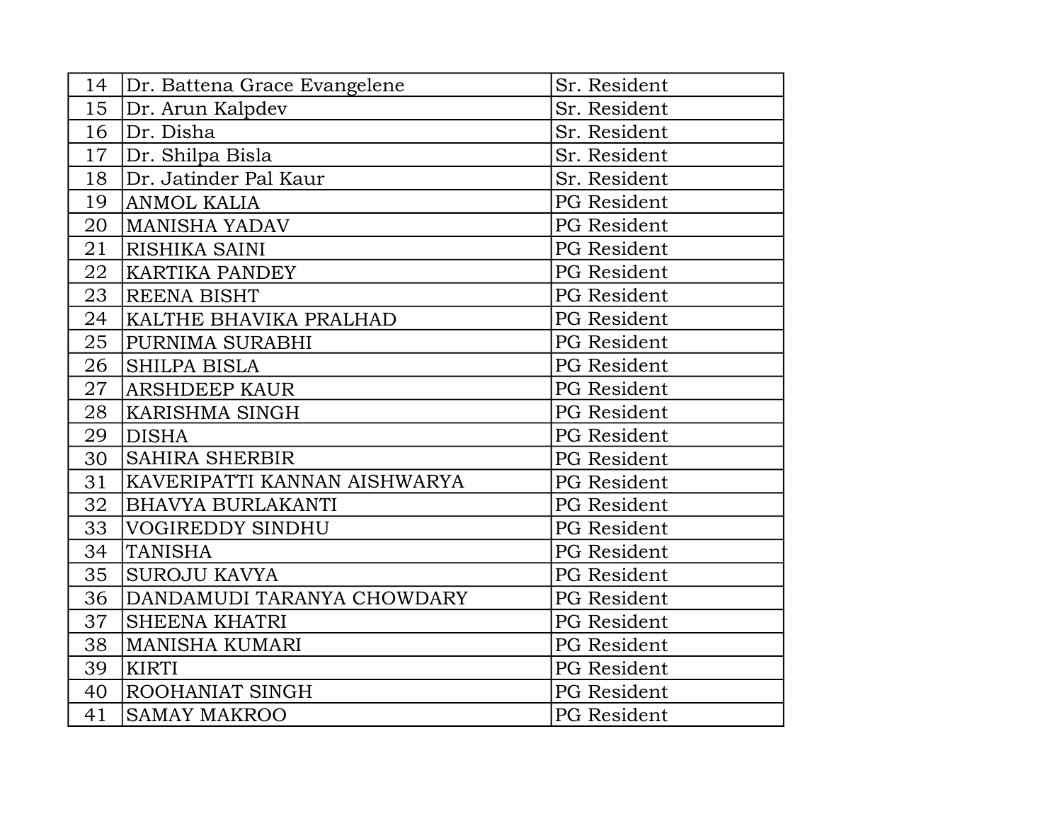| | | |
|---|---|---|
| 14 | Dr. Battena Grace Evangelene | Sr. Resident |
| 15 | Dr. Arun Kalpdev | Sr. Resident |
| 16 | Dr. Disha | Sr. Resident |
| 17 | Dr. Shilpa Bisla | Sr. Resident |
| 18 | Dr. Jatinder Pal Kaur | Sr. Resident |
| 19 | ANMOL KALIA | PG Resident |
| 20 | MANISHA YADAV | PG Resident |
| 21 | RISHIKA SAINI | PG Resident |
| 22 | KARTIKA PANDEY | PG Resident |
| 23 | REENA BISHT | PG Resident |
| 24 | KALTHE BHAVIKA PRALHAD | PG Resident |
| 25 | PURNIMA SURABHI | PG Resident |
| 26 | SHILPA BISLA | PG Resident |
| 27 | ARSHDEEP KAUR | PG Resident |
| 28 | KARISHMA SINGH | PG Resident |
| 29 | DISHA | PG Resident |
| 30 | SAHIRA SHERBIR | PG Resident |
| 31 | KAVERIPATTI KANNAN AISHWARYA | PG Resident |
| 32 | BHAVYA BURLAKANTI | PG Resident |
| 33 | VOGIREDDY SINDHU | PG Resident |
| 34 | TANISHA | PG Resident |
| 35 | SUROJU KAVYA | PG Resident |
| 36 | DANDAMUDI TARANYA CHOWDARY | PG Resident |
| 37 | SHEENA KHATRI | PG Resident |
| 38 | MANISHA KUMARI | PG Resident |
| 39 | KIRTI | PG Resident |
| 40 | ROOHANIAT SINGH | PG Resident |
| 41 | SAMAY MAKROO | PG Resident |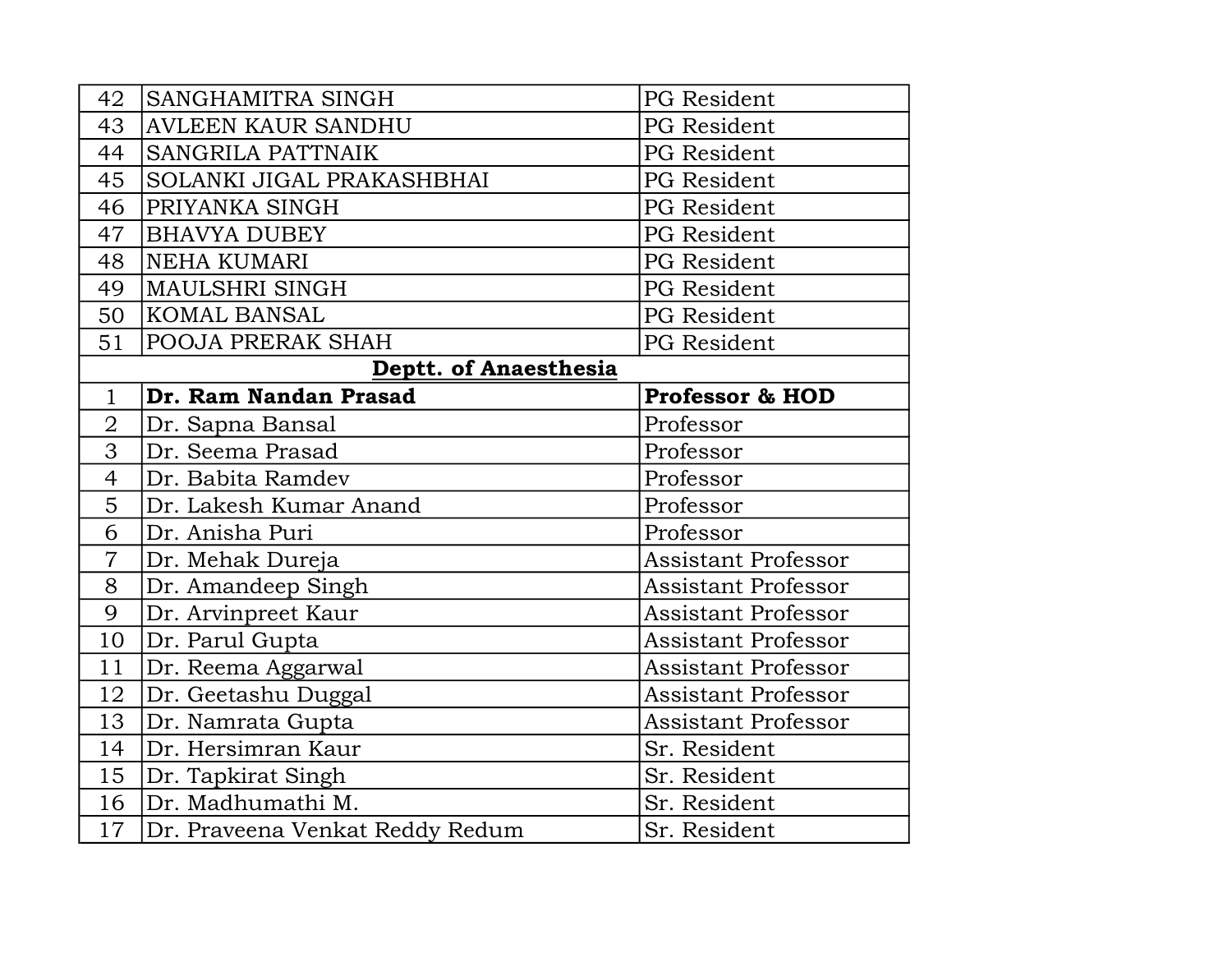| | | |
|---|---|---|
| 42 | SANGHAMITRA SINGH | PG Resident |
| 43 | AVLEEN KAUR SANDHU | PG Resident |
| 44 | SANGRILA PATTNAIK | PG Resident |
| 45 | SOLANKI JIGAL PRAKASHBHAI | PG Resident |
| 46 | PRIYANKA SINGH | PG Resident |
| 47 | BHAVYA DUBEY | PG Resident |
| 48 | NEHA KUMARI | PG Resident |
| 49 | MAULSHRI SINGH | PG Resident |
| 50 | KOMAL BANSAL | PG Resident |
| 51 | POOJA PRERAK SHAH | PG Resident |
| | **Deptt. of Anaesthesia** | |
| 1 | **Dr. Ram Nandan Prasad** | **Professor & HOD** |
| 2 | Dr. Sapna Bansal | Professor |
| 3 | Dr. Seema Prasad | Professor |
| 4 | Dr. Babita Ramdev | Professor |
| 5 | Dr. Lakesh Kumar Anand | Professor |
| 6 | Dr. Anisha Puri | Professor |
| 7 | Dr. Mehak Dureja | Assistant Professor |
| 8 | Dr. Amandeep Singh | Assistant Professor |
| 9 | Dr. Arvinpreet Kaur | Assistant Professor |
| 10 | Dr. Parul Gupta | Assistant Professor |
| 11 | Dr. Reema Aggarwal | Assistant Professor |
| 12 | Dr. Geetashu Duggal | Assistant Professor |
| 13 | Dr. Namrata Gupta | Assistant Professor |
| 14 | Dr. Hersimran Kaur | Sr. Resident |
| 15 | Dr. Tapkirat Singh | Sr. Resident |
| 16 | Dr. Madhumathi M. | Sr. Resident |
| 17 | Dr. Praveena Venkat Reddy Redum | Sr. Resident |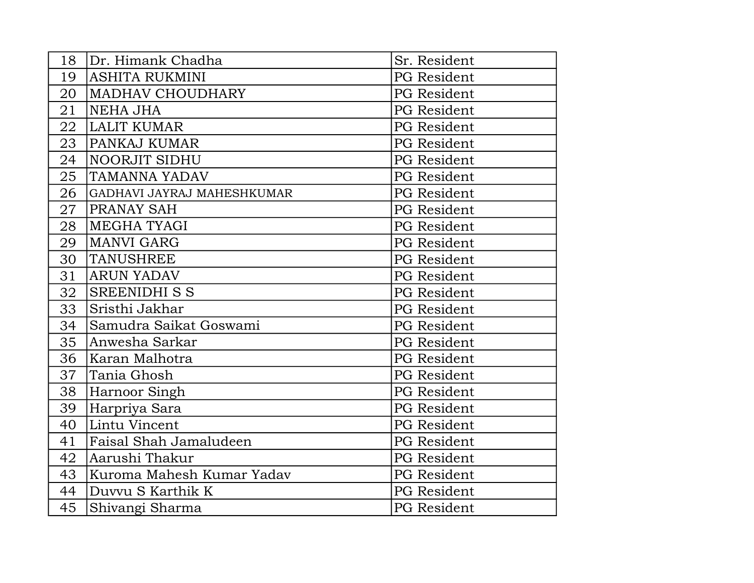| 18 | Dr. Himank Chadha | Sr. Resident |
|---|---|---|
| 19 | ASHITA RUKMINI | PG Resident |
| 20 | MADHAV CHOUDHARY | PG Resident |
| 21 | NEHA JHA | PG Resident |
| 22 | LALIT KUMAR | PG Resident |
| 23 | PANKAJ KUMAR | PG Resident |
| 24 | NOORJIT SIDHU | PG Resident |
| 25 | TAMANNA YADAV | PG Resident |
| 26 | GADHAVI JAYRAJ MAHESHKUMAR | PG Resident |
| 27 | PRANAY SAH | PG Resident |
| 28 | MEGHA TYAGI | PG Resident |
| 29 | MANVI GARG | PG Resident |
| 30 | TANUSHREE | PG Resident |
| 31 | ARUN YADAV | PG Resident |
| 32 | SREENIDHI S S | PG Resident |
| 33 | Sristhi Jakhar | PG Resident |
| 34 | Samudra Saikat Goswami | PG Resident |
| 35 | Anwesha Sarkar | PG Resident |
| 36 | Karan Malhotra | PG Resident |
| 37 | Tania Ghosh | PG Resident |
| 38 | Harnoor Singh | PG Resident |
| 39 | Harpriya Sara | PG Resident |
| 40 | Lintu Vincent | PG Resident |
| 41 | Faisal Shah Jamaludeen | PG Resident |
| 42 | Aarushi Thakur | PG Resident |
| 43 | Kuroma Mahesh Kumar Yadav | PG Resident |
| 44 | Duvvu S Karthik K | PG Resident |
| 45 | Shivangi Sharma | PG Resident |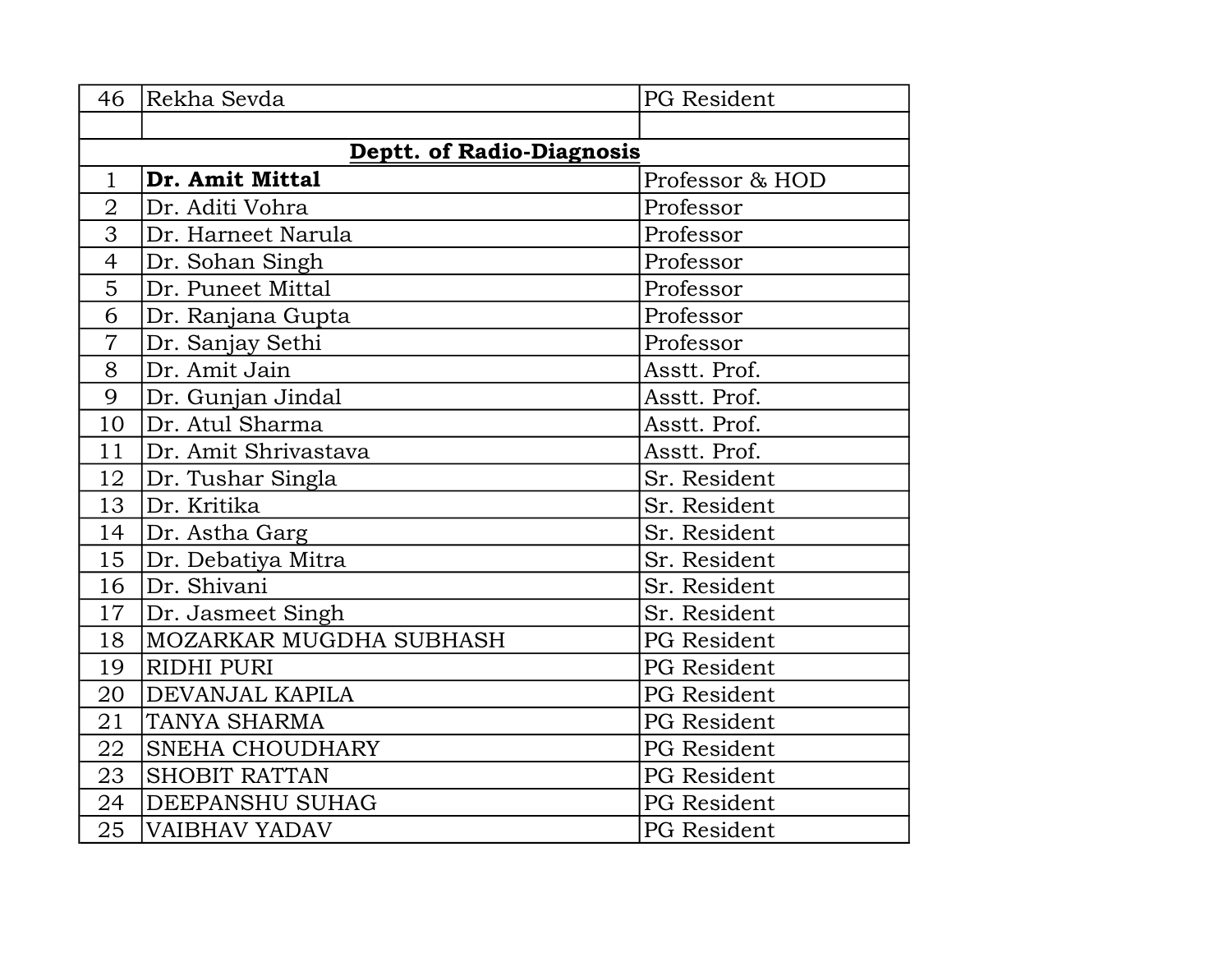| 46 | Rekha Sevda | PG Resident |
|---|---|---|
| | | |
| | **Deptt. of Radio-Diagnosis** | |
| 1 | **Dr. Amit Mittal** | Professor & HOD |
| 2 | Dr. Aditi Vohra | Professor |
| 3 | Dr. Harneet Narula | Professor |
| 4 | Dr. Sohan Singh | Professor |
| 5 | Dr. Puneet Mittal | Professor |
| 6 | Dr. Ranjana Gupta | Professor |
| 7 | Dr. Sanjay Sethi | Professor |
| 8 | Dr. Amit Jain | Asstt. Prof. |
| 9 | Dr. Gunjan Jindal | Asstt. Prof. |
| 10 | Dr. Atul Sharma | Asstt. Prof. |
| 11 | Dr. Amit Shrivastava | Asstt. Prof. |
| 12 | Dr. Tushar Singla | Sr. Resident |
| 13 | Dr. Kritika | Sr. Resident |
| 14 | Dr. Astha Garg | Sr. Resident |
| 15 | Dr. Debatiya Mitra | Sr. Resident |
| 16 | Dr. Shivani | Sr. Resident |
| 17 | Dr. Jasmeet Singh | Sr. Resident |
| 18 | MOZARKAR MUGDHA SUBHASH | PG Resident |
| 19 | RIDHI PURI | PG Resident |
| 20 | DEVANJAL KAPILA | PG Resident |
| 21 | TANYA SHARMA | PG Resident |
| 22 | SNEHA CHOUDHARY | PG Resident |
| 23 | SHOBIT RATTAN | PG Resident |
| 24 | DEEPANSHU SUHAG | PG Resident |
| 25 | VAIBHAV YADAV | PG Resident |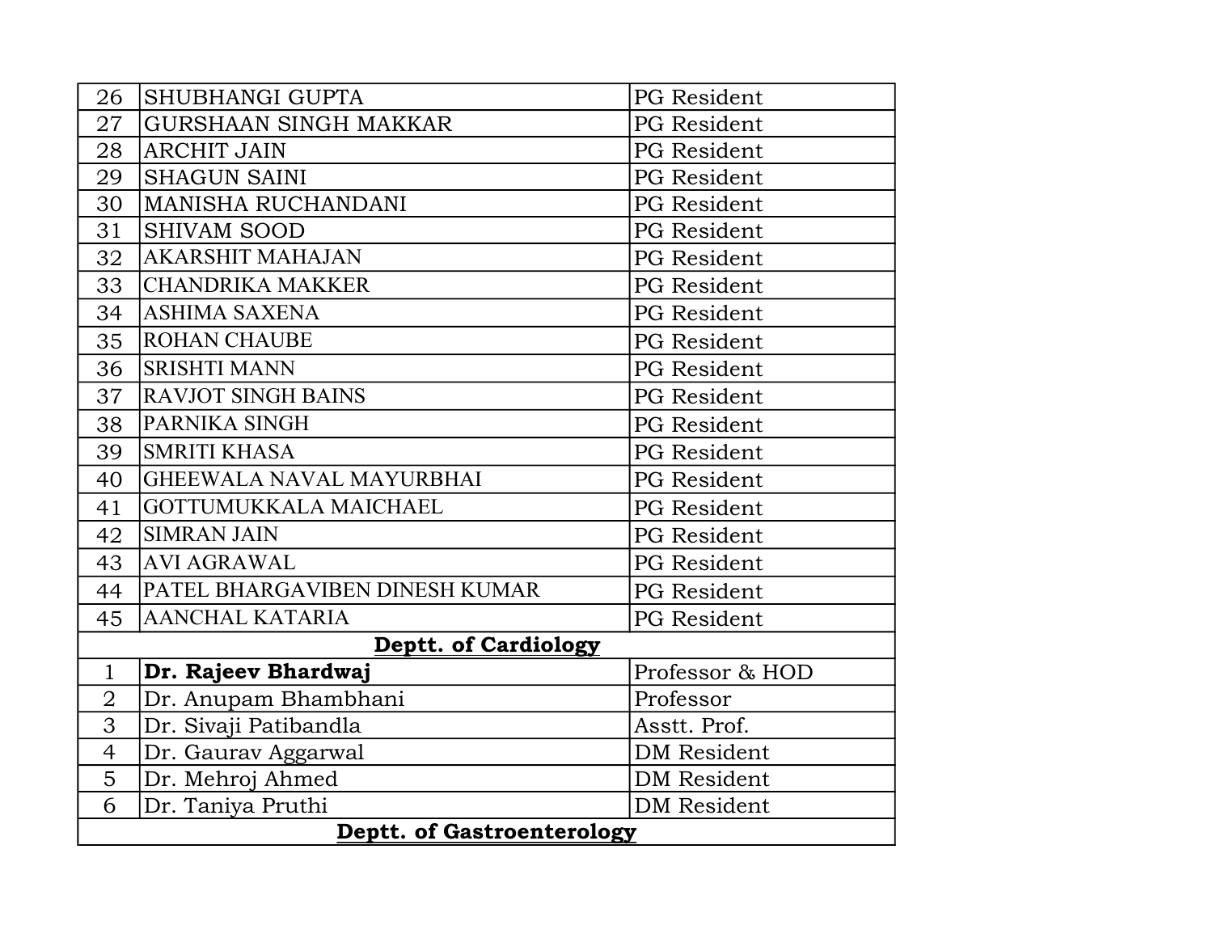| | | |
|---|---|---|
| 26 | SHUBHANGI GUPTA | PG Resident |
| 27 | GURSHAAN SINGH MAKKAR | PG Resident |
| 28 | ARCHIT JAIN | PG Resident |
| 29 | SHAGUN SAINI | PG Resident |
| 30 | MANISHA RUCHANDANI | PG Resident |
| 31 | SHIVAM SOOD | PG Resident |
| 32 | AKARSHIT MAHAJAN | PG Resident |
| 33 | CHANDRIKA MAKKER | PG Resident |
| 34 | ASHIMA SAXENA | PG Resident |
| 35 | ROHAN CHAUBE | PG Resident |
| 36 | SRISHTI MANN | PG Resident |
| 37 | RAVJOT SINGH BAINS | PG Resident |
| 38 | PARNIKA SINGH | PG Resident |
| 39 | SMRITI KHASA | PG Resident |
| 40 | GHEEWALA NAVAL MAYURBHAI | PG Resident |
| 41 | GOTTUMUKKALA MAICHAEL | PG Resident |
| 42 | SIMRAN JAIN | PG Resident |
| 43 | AVI AGRAWAL | PG Resident |
| 44 | PATEL BHARGAVIBEN DINESH KUMAR | PG Resident |
| 45 | AANCHAL KATARIA | PG Resident |
| **Deptt. of Cardiology** | | |
| 1 | **Dr. Rajeev Bhardwaj** | Professor & HOD |
| 2 | Dr. Anupam Bhambhani | Professor |
| 3 | Dr. Sivaji Patibandla | Asstt. Prof. |
| 4 | Dr. Gaurav Aggarwal | DM Resident |
| 5 | Dr. Mehroj Ahmed | DM Resident |
| 6 | Dr. Taniya Pruthi | DM Resident |
| **Deptt. of Gastroenterology** | | |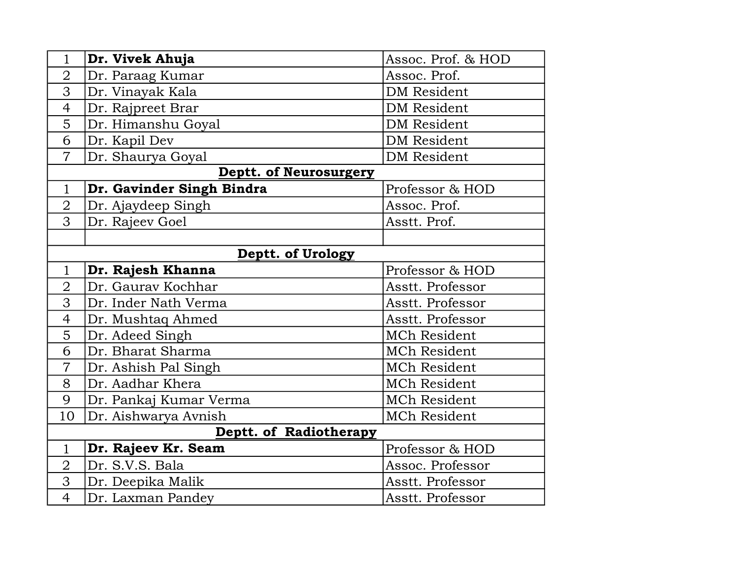| | | |
|---|---|---|
| 1 | **Dr. Vivek Ahuja** | Assoc. Prof. & HOD |
| 2 | Dr. Paraag Kumar | Assoc. Prof. |
| 3 | Dr. Vinayak Kala | DM Resident |
| 4 | Dr. Rajpreet Brar | DM Resident |
| 5 | Dr. Himanshu Goyal | DM Resident |
| 6 | Dr. Kapil Dev | DM Resident |
| 7 | Dr. Shaurya Goyal | DM Resident |
| **Deptt. of Neurosurgery** | | |
| 1 | **Dr. Gavinder Singh Bindra** | Professor & HOD |
| 2 | Dr. Ajaydeep Singh | Assoc. Prof. |
| 3 | Dr. Rajeev Goel | Asstt. Prof. |
| | | |
| **Deptt. of Urology** | | |
| 1 | **Dr. Rajesh Khanna** | Professor & HOD |
| 2 | Dr. Gaurav Kochhar | Asstt. Professor |
| 3 | Dr. Inder Nath Verma | Asstt. Professor |
| 4 | Dr. Mushtaq Ahmed | Asstt. Professor |
| 5 | Dr. Adeed Singh | MCh Resident |
| 6 | Dr. Bharat Sharma | MCh Resident |
| 7 | Dr. Ashish Pal Singh | MCh Resident |
| 8 | Dr. Aadhar Khera | MCh Resident |
| 9 | Dr. Pankaj Kumar Verma | MCh Resident |
| 10 | Dr. Aishwarya Avnish | MCh Resident |
| **Deptt. of Radiotherapy** | | |
| 1 | **Dr. Rajeev Kr. Seam** | Professor & HOD |
| 2 | Dr. S.V.S. Bala | Assoc. Professor |
| 3 | Dr. Deepika Malik | Asstt. Professor |
| 4 | Dr. Laxman Pandey | Asstt. Professor |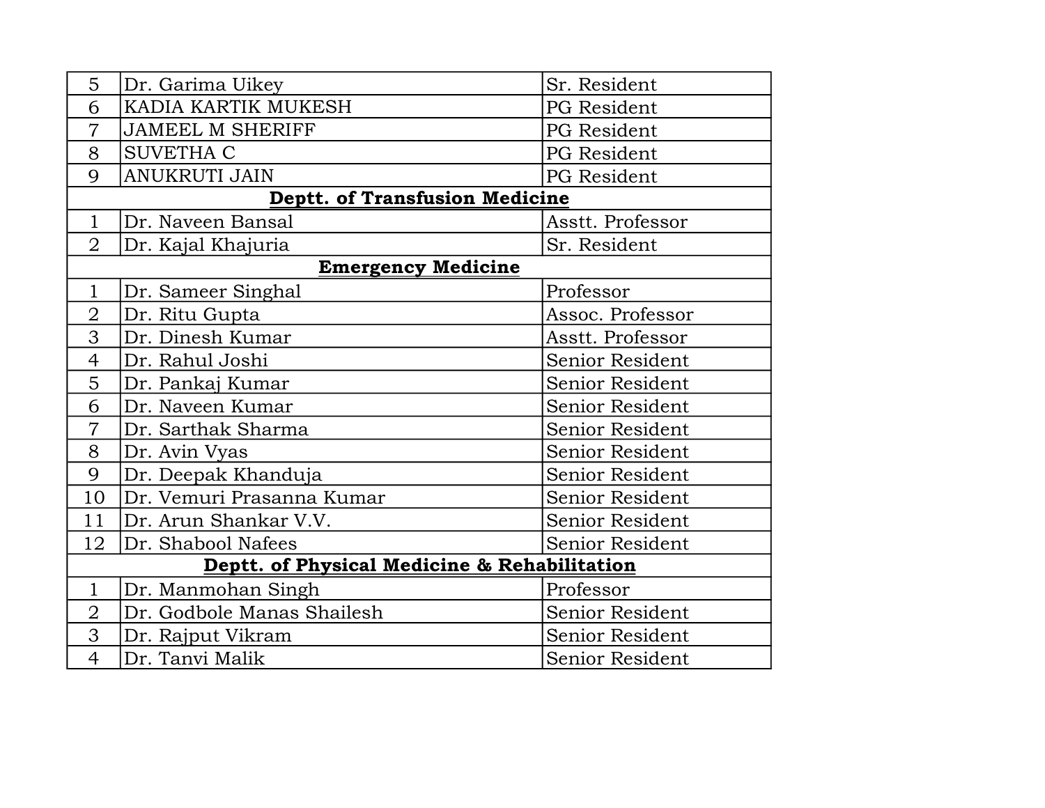| | | |
|---|---|---|
| 5 | Dr. Garima Uikey | Sr. Resident |
| 6 | KADIA KARTIK MUKESH | PG Resident |
| 7 | JAMEEL M SHERIFF | PG Resident |
| 8 | SUVETHA C | PG Resident |
| 9 | ANUKRUTI JAIN | PG Resident |
| **Deptt. of Transfusion Medicine** | | |
| 1 | Dr. Naveen Bansal | Asstt. Professor |
| 2 | Dr. Kajal Khajuria | Sr. Resident |
| **Emergency Medicine** | | |
| 1 | Dr. Sameer Singhal | Professor |
| 2 | Dr. Ritu Gupta | Assoc. Professor |
| 3 | Dr. Dinesh Kumar | Asstt. Professor |
| 4 | Dr. Rahul Joshi | Senior Resident |
| 5 | Dr. Pankaj Kumar | Senior Resident |
| 6 | Dr. Naveen Kumar | Senior Resident |
| 7 | Dr. Sarthak Sharma | Senior Resident |
| 8 | Dr. Avin Vyas | Senior Resident |
| 9 | Dr. Deepak Khanduja | Senior Resident |
| 10 | Dr. Vemuri Prasanna Kumar | Senior Resident |
| 11 | Dr. Arun Shankar V.V. | Senior Resident |
| 12 | Dr. Shabool Nafees | Senior Resident |
| **Deptt. of Physical Medicine & Rehabilitation** | | |
| 1 | Dr. Manmohan Singh | Professor |
| 2 | Dr. Godbole Manas Shailesh | Senior Resident |
| 3 | Dr. Rajput Vikram | Senior Resident |
| 4 | Dr. Tanvi Malik | Senior Resident |